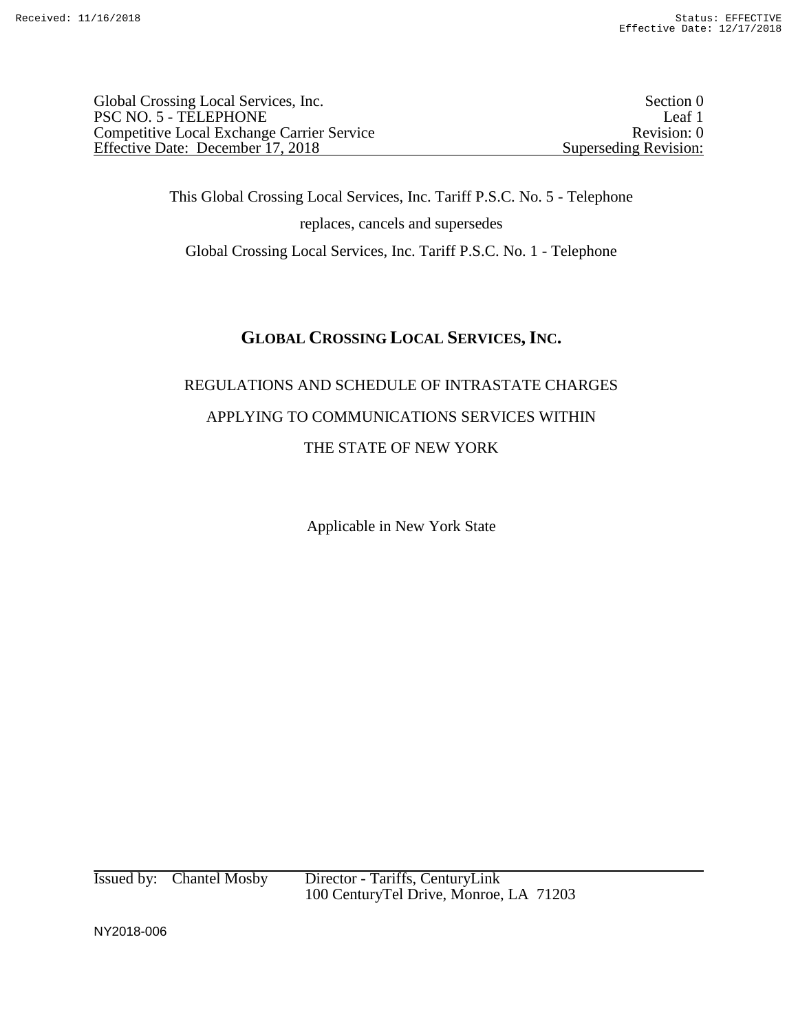Global Crossing Local Services, Inc. | Section 0
PSC NO. 5 - TELEPHONE | Leaf 1
Competitive Local Exchange Carrier Service | Revision: 0
Effective Date: December 17, 2018 | Superseding Revision:

This Global Crossing Local Services, Inc. Tariff P.S.C. No. 5 - Telephone

replaces, cancels and supersedes

Global Crossing Local Services, Inc. Tariff P.S.C. No. 1 - Telephone

# GLOBAL CROSSING LOCAL SERVICES, INC.

REGULATIONS AND SCHEDULE OF INTRASTATE CHARGES

APPLYING TO COMMUNICATIONS SERVICES WITHIN

THE STATE OF NEW YORK

Applicable in New York State

Issued by: Chantel Mosby Director - Tariffs, CenturyLink
100 CenturyTel Drive, Monroe, LA 71203

NY2018-006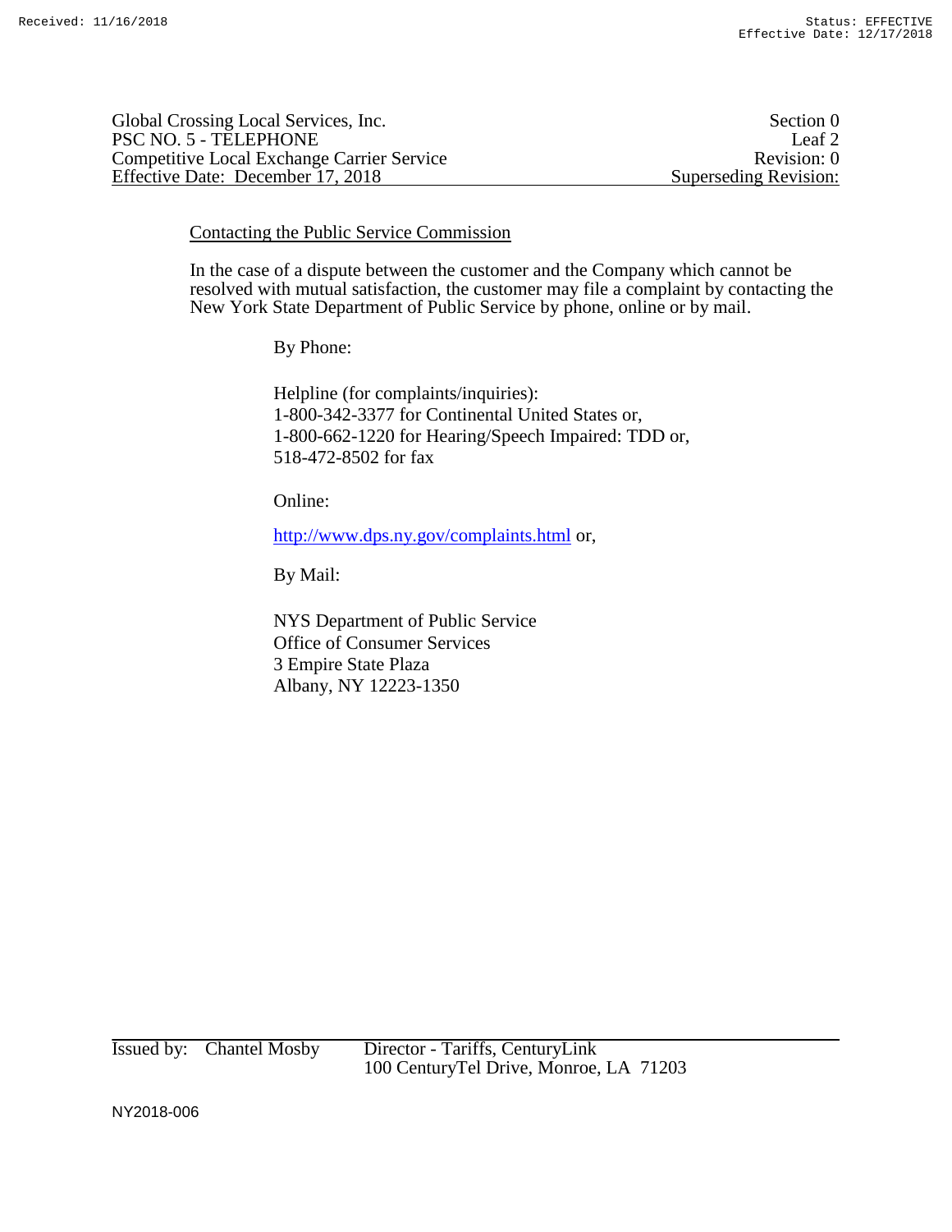Global Crossing Local Services, Inc. — Section 0
PSC NO. 5 - TELEPHONE — Leaf 2
Competitive Local Exchange Carrier Service — Revision: 0
Effective Date: December 17, 2018 — Superseding Revision:

## Contacting the Public Service Commission

In the case of a dispute between the customer and the Company which cannot be resolved with mutual satisfaction, the customer may file a complaint by contacting the New York State Department of Public Service by phone, online or by mail.

By Phone:

Helpline (for complaints/inquiries):
1-800-342-3377 for Continental United States or,
1-800-662-1220 for Hearing/Speech Impaired: TDD or,
518-472-8502 for fax

Online:

http://www.dps.ny.gov/complaints.html or,

By Mail:

NYS Department of Public Service
Office of Consumer Services
3 Empire State Plaza
Albany, NY 12223-1350

Issued by: Chantel Mosby — Director - Tariffs, CenturyLink
100 CenturyTel Drive, Monroe, LA 71203

NY2018-006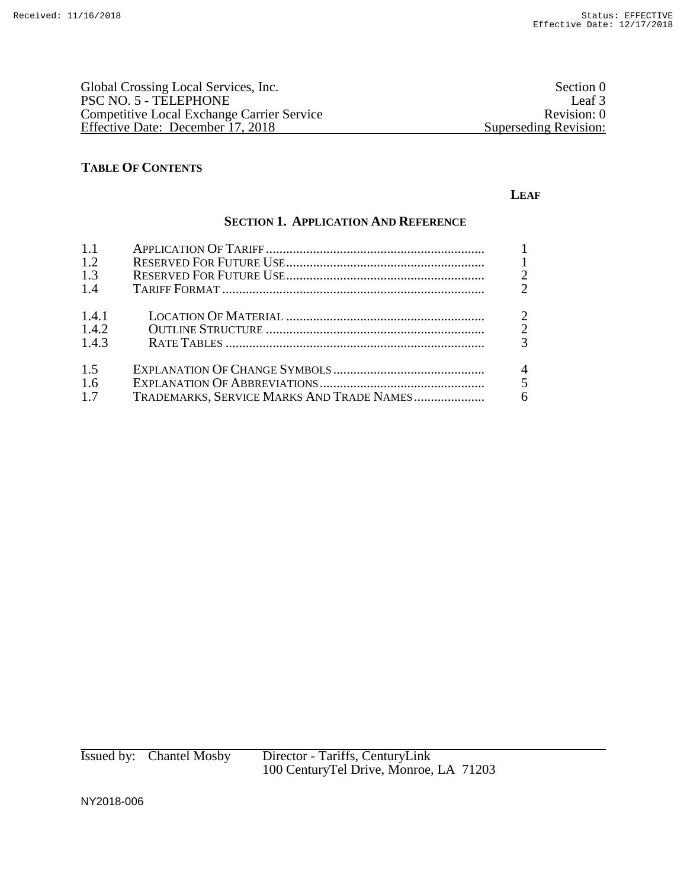Global Crossing Local Services, Inc. | Section 0
PSC NO. 5 - TELEPHONE | Leaf 3
Competitive Local Exchange Carrier Service | Revision: 0
Effective Date: December 17, 2018 | Superseding Revision:

## TABLE OF CONTENTS

**LEAF**

### SECTION 1. APPLICATION AND REFERENCE

| | | LEAF |
|---|---|---|
| 1.1 | APPLICATION OF TARIFF | 1 |
| 1.2 | RESERVED FOR FUTURE USE | 1 |
| 1.3 | RESERVED FOR FUTURE USE | 2 |
| 1.4 | TARIFF FORMAT | 2 |
| 1.4.1 | LOCATION OF MATERIAL | 2 |
| 1.4.2 | OUTLINE STRUCTURE | 2 |
| 1.4.3 | RATE TABLES | 3 |
| 1.5 | EXPLANATION OF CHANGE SYMBOLS | 4 |
| 1.6 | EXPLANATION OF ABBREVIATIONS | 5 |
| 1.7 | TRADEMARKS, SERVICE MARKS AND TRADE NAMES | 6 |

Issued by: Chantel Mosby Director - Tariffs, CenturyLink
100 CenturyTel Drive, Monroe, LA 71203

NY2018-006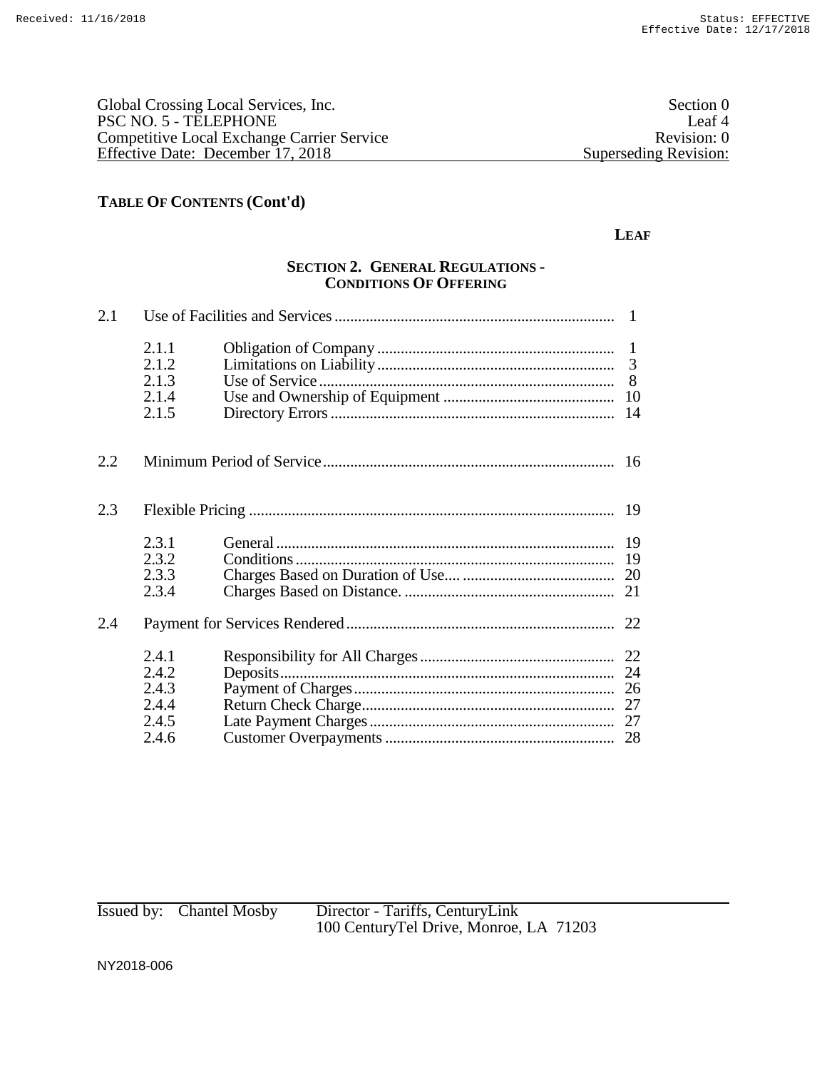Global Crossing Local Services, Inc.
PSC NO. 5 - TELEPHONE
Competitive Local Exchange Carrier Service
Effective Date: December 17, 2018

Section 0
Leaf 4
Revision: 0
Superseding Revision:

## TABLE OF CONTENTS (Cont'd)

**LEAF**

### SECTION 2. GENERAL REGULATIONS - CONDITIONS OF OFFERING

| | | | Leaf |
|---|---|---|---|
| 2.1 | Use of Facilities and Services | | 1 |
| | 2.1.1 | Obligation of Company | 1 |
| | 2.1.2 | Limitations on Liability | 3 |
| | 2.1.3 | Use of Service | 8 |
| | 2.1.4 | Use and Ownership of Equipment | 10 |
| | 2.1.5 | Directory Errors | 14 |
| 2.2 | Minimum Period of Service | | 16 |
| 2.3 | Flexible Pricing | | 19 |
| | 2.3.1 | General | 19 |
| | 2.3.2 | Conditions | 19 |
| | 2.3.3 | Charges Based on Duration of Use | 20 |
| | 2.3.4 | Charges Based on Distance. | 21 |
| 2.4 | Payment for Services Rendered | | 22 |
| | 2.4.1 | Responsibility for All Charges | 22 |
| | 2.4.2 | Deposits | 24 |
| | 2.4.3 | Payment of Charges | 26 |
| | 2.4.4 | Return Check Charge | 27 |
| | 2.4.5 | Late Payment Charges | 27 |
| | 2.4.6 | Customer Overpayments | 28 |

Issued by: Chantel Mosby Director - Tariffs, CenturyLink
100 CenturyTel Drive, Monroe, LA 71203

NY2018-006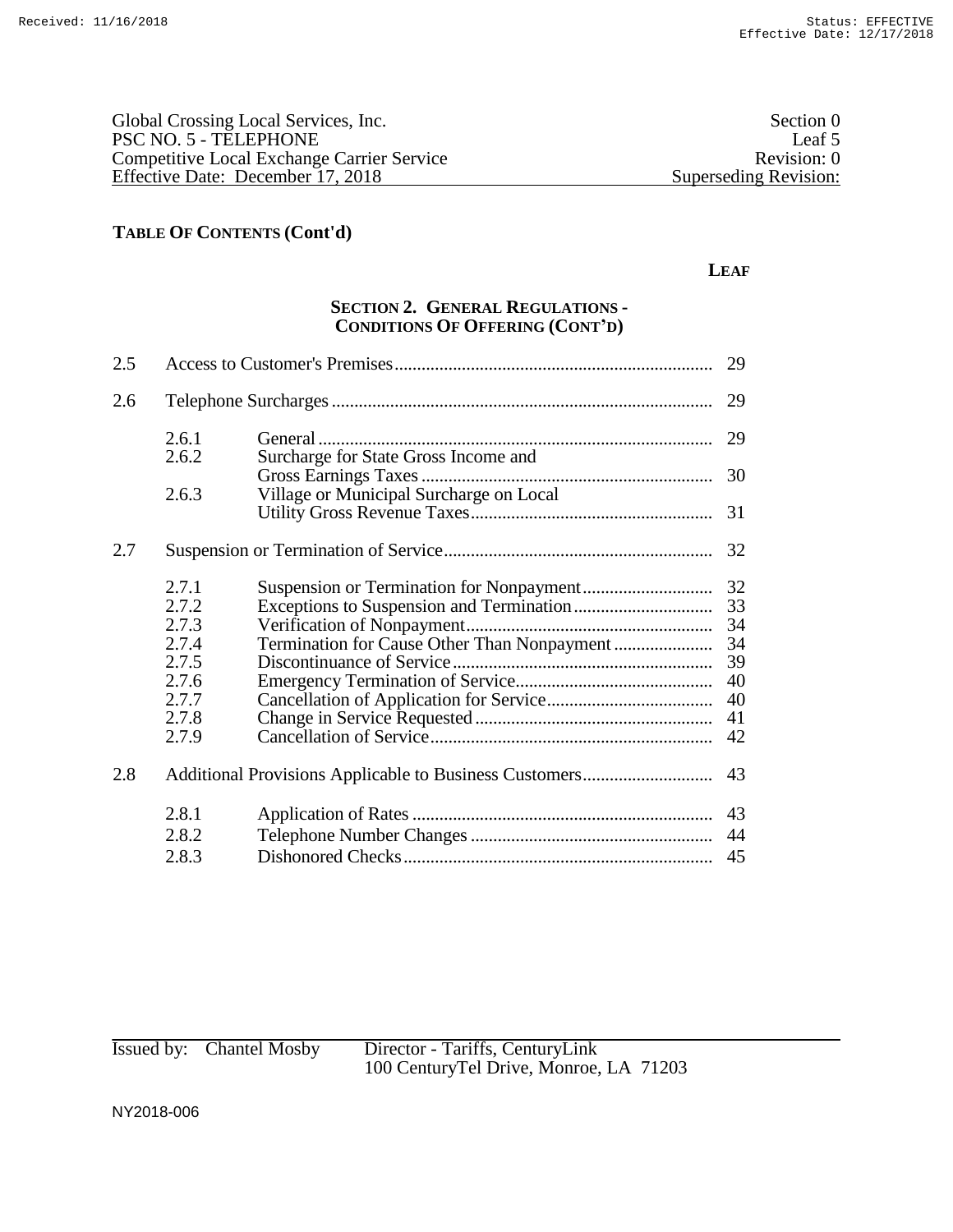Global Crossing Local Services, Inc. — Section 0
PSC NO. 5 - TELEPHONE — Leaf 5
Competitive Local Exchange Carrier Service — Revision: 0
Effective Date: December 17, 2018 — Superseding Revision:

## TABLE OF CONTENTS (Cont'd)

**LEAF**

### SECTION 2. GENERAL REGULATIONS - CONDITIONS OF OFFERING (CONT'D)

| | | | Leaf |
|---|---|---|---|
| 2.5 | | Access to Customer's Premises | 29 |
| 2.6 | | Telephone Surcharges | 29 |
| | 2.6.1 | General | 29 |
| | 2.6.2 | Surcharge for State Gross Income and Gross Earnings Taxes | 30 |
| | 2.6.3 | Village or Municipal Surcharge on Local Utility Gross Revenue Taxes | 31 |
| 2.7 | | Suspension or Termination of Service | 32 |
| | 2.7.1 | Suspension or Termination for Nonpayment | 32 |
| | 2.7.2 | Exceptions to Suspension and Termination | 33 |
| | 2.7.3 | Verification of Nonpayment | 34 |
| | 2.7.4 | Termination for Cause Other Than Nonpayment | 34 |
| | 2.7.5 | Discontinuance of Service | 39 |
| | 2.7.6 | Emergency Termination of Service | 40 |
| | 2.7.7 | Cancellation of Application for Service | 40 |
| | 2.7.8 | Change in Service Requested | 41 |
| | 2.7.9 | Cancellation of Service | 42 |
| 2.8 | | Additional Provisions Applicable to Business Customers | 43 |
| | 2.8.1 | Application of Rates | 43 |
| | 2.8.2 | Telephone Number Changes | 44 |
| | 2.8.3 | Dishonored Checks | 45 |

Issued by: Chantel Mosby — Director - Tariffs, CenturyLink
100 CenturyTel Drive, Monroe, LA 71203

NY2018-006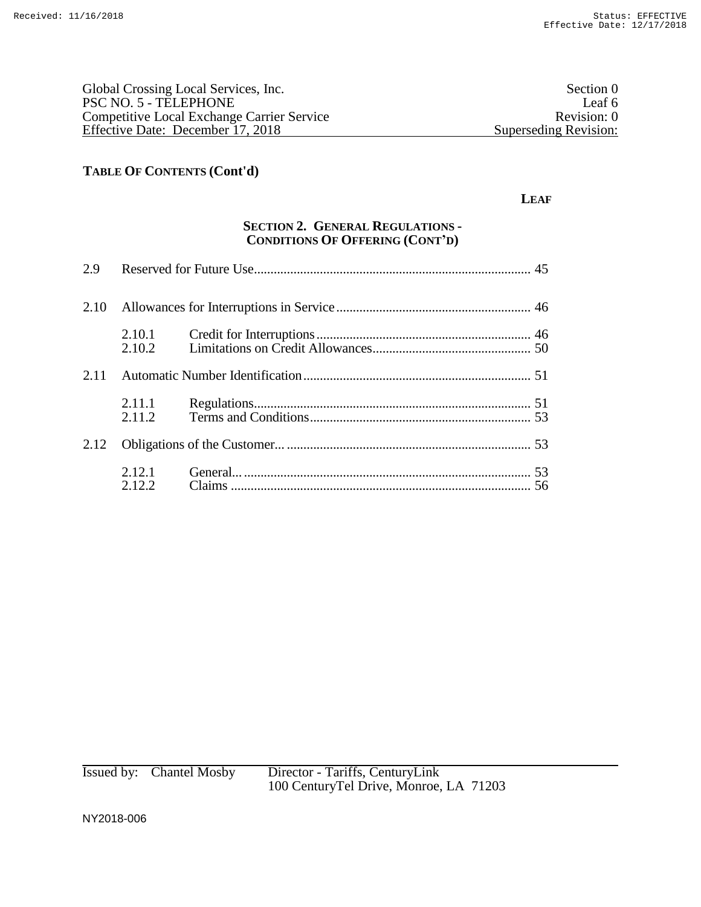Global Crossing Local Services, Inc. | Section 0
PSC NO. 5 - TELEPHONE | Leaf 6
Competitive Local Exchange Carrier Service | Revision: 0
Effective Date: December 17, 2018 | Superseding Revision:

## TABLE OF CONTENTS (Cont'd)

**LEAF**

### SECTION 2. GENERAL REGULATIONS - CONDITIONS OF OFFERING (CONT'D)

| | | | Leaf |
|---|---|---|---|
| 2.9 | Reserved for Future Use | | 45 |
| 2.10 | Allowances for Interruptions in Service | | 46 |
| | 2.10.1 | Credit for Interruptions | 46 |
| | 2.10.2 | Limitations on Credit Allowances | 50 |
| 2.11 | Automatic Number Identification | | 51 |
| | 2.11.1 | Regulations | 51 |
| | 2.11.2 | Terms and Conditions | 53 |
| 2.12 | Obligations of the Customer... | | 53 |
| | 2.12.1 | General... | 53 |
| | 2.12.2 | Claims | 56 |

Issued by: Chantel Mosby Director - Tariffs, CenturyLink
100 CenturyTel Drive, Monroe, LA 71203

NY2018-006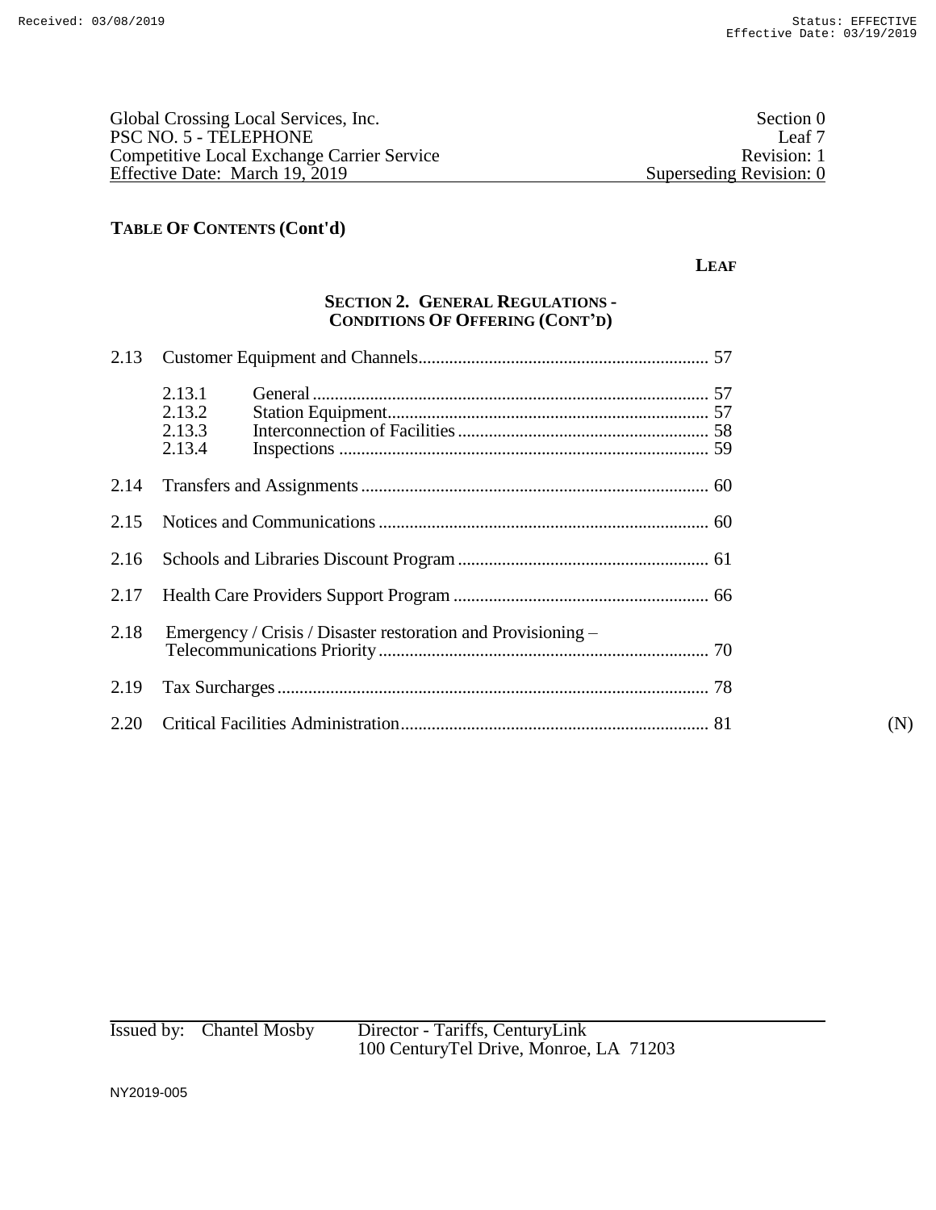Global Crossing Local Services, Inc. | Section 0
PSC NO. 5 - TELEPHONE | Leaf 7
Competitive Local Exchange Carrier Service | Revision: 1
Effective Date: March 19, 2019 | Superseding Revision: 0

## TABLE OF CONTENTS (Cont'd)

**LEAF**

### SECTION 2. GENERAL REGULATIONS - CONDITIONS OF OFFERING (CONT'D)

2.13 Customer Equipment and Channels.................................................................. 57

- 2.13.1 General .......................................................................................... 57
- 2.13.2 Station Equipment.......................................................................... 57
- 2.13.3 Interconnection of Facilities ......................................................... 58
- 2.13.4 Inspections .................................................................................... 59

2.14 Transfers and Assignments ............................................................................... 60

2.15 Notices and Communications ........................................................................... 60

2.16 Schools and Libraries Discount Program ......................................................... 61

2.17 Health Care Providers Support Program .......................................................... 66

2.18 Emergency / Crisis / Disaster restoration and Provisioning – Telecommunications Priority ........................................................................... 70

2.19 Tax Surcharges.................................................................................................. 78

2.20 Critical Facilities Administration...................................................................... 81 (N)

Issued by: Chantel Mosby Director - Tariffs, CenturyLink
100 CenturyTel Drive, Monroe, LA 71203

NY2019-005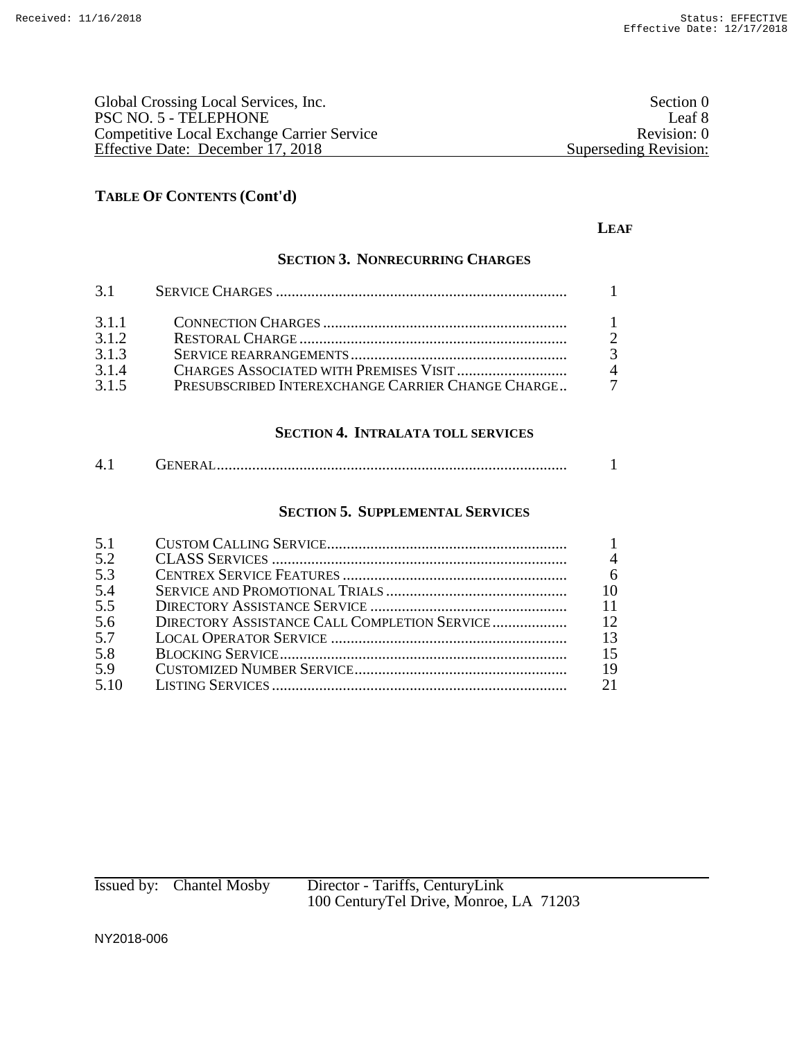**TABLE OF CONTENTS (Cont'd)**

| | | LEAF |
|---|---|---|
| | **SECTION 3. NONRECURRING CHARGES** | |
| 3.1 | SERVICE CHARGES | 1 |
| 3.1.1 | CONNECTION CHARGES | 1 |
| 3.1.2 | RESTORAL CHARGE | 2 |
| 3.1.3 | SERVICE REARRANGEMENTS | 3 |
| 3.1.4 | CHARGES ASSOCIATED WITH PREMISES VISIT | 4 |
| 3.1.5 | PRESUBSCRIBED INTEREXCHANGE CARRIER CHANGE CHARGE | 7 |
| | **SECTION 4. INTRALATA TOLL SERVICES** | |
| 4.1 | GENERAL | 1 |
| | **SECTION 5. SUPPLEMENTAL SERVICES** | |
| 5.1 | CUSTOM CALLING SERVICE | 1 |
| 5.2 | CLASS SERVICES | 4 |
| 5.3 | CENTREX SERVICE FEATURES | 6 |
| 5.4 | SERVICE AND PROMOTIONAL TRIALS | 10 |
| 5.5 | DIRECTORY ASSISTANCE SERVICE | 11 |
| 5.6 | DIRECTORY ASSISTANCE CALL COMPLETION SERVICE | 12 |
| 5.7 | LOCAL OPERATOR SERVICE | 13 |
| 5.8 | BLOCKING SERVICE | 15 |
| 5.9 | CUSTOMIZED NUMBER SERVICE | 19 |
| 5.10 | LISTING SERVICES | 21 |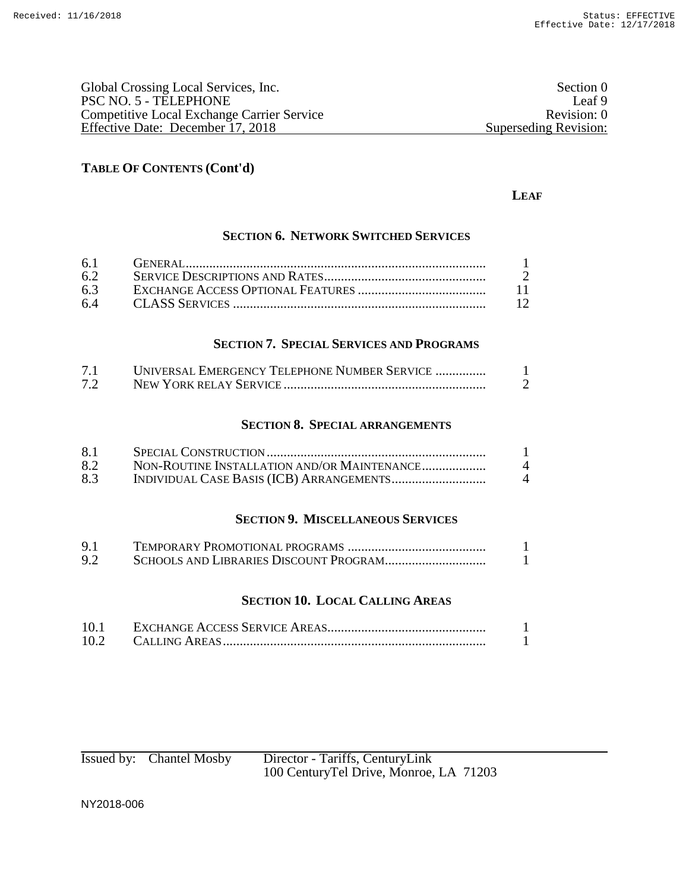Global Crossing Local Services, Inc.
PSC NO. 5 - TELEPHONE
Competitive Local Exchange Carrier Service
Effective Date: December 17, 2018

Section 0
Leaf 9
Revision: 0
Superseding Revision:

## TABLE OF CONTENTS (Cont'd)

**LEAF**

### SECTION 6. NETWORK SWITCHED SERVICES

| | | |
|---|---|---|
| 6.1 | GENERAL | 1 |
| 6.2 | SERVICE DESCRIPTIONS AND RATES | 2 |
| 6.3 | EXCHANGE ACCESS OPTIONAL FEATURES | 11 |
| 6.4 | CLASS SERVICES | 12 |

### SECTION 7. SPECIAL SERVICES AND PROGRAMS

| | | |
|---|---|---|
| 7.1 | UNIVERSAL EMERGENCY TELEPHONE NUMBER SERVICE | 1 |
| 7.2 | NEW YORK RELAY SERVICE | 2 |

### SECTION 8. SPECIAL ARRANGEMENTS

| | | |
|---|---|---|
| 8.1 | SPECIAL CONSTRUCTION | 1 |
| 8.2 | NON-ROUTINE INSTALLATION AND/OR MAINTENANCE | 4 |
| 8.3 | INDIVIDUAL CASE BASIS (ICB) ARRANGEMENTS | 4 |

### SECTION 9. MISCELLANEOUS SERVICES

| | | |
|---|---|---|
| 9.1 | TEMPORARY PROMOTIONAL PROGRAMS | 1 |
| 9.2 | SCHOOLS AND LIBRARIES DISCOUNT PROGRAM | 1 |

### SECTION 10. LOCAL CALLING AREAS

| | | |
|---|---|---|
| 10.1 | EXCHANGE ACCESS SERVICE AREAS | 1 |
| 10.2 | CALLING AREAS | 1 |

Issued by: Chantel Mosby Director - Tariffs, CenturyLink
100 CenturyTel Drive, Monroe, LA 71203

NY2018-006